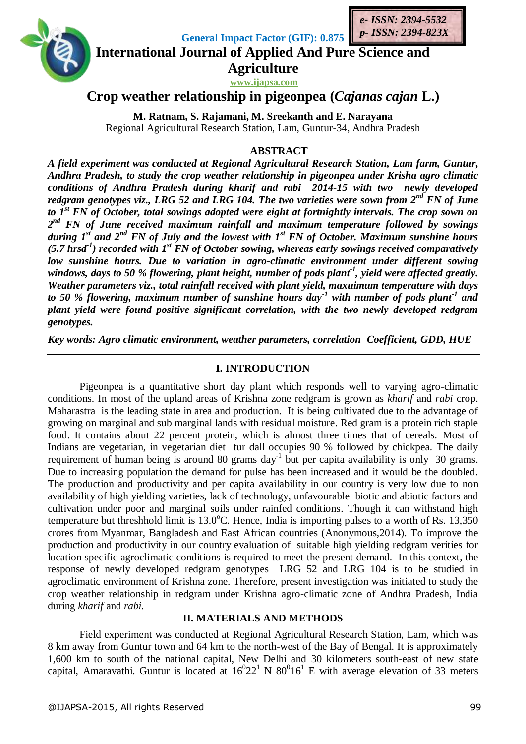General Impact Factor (GIF): 0.875

e- ISSN: 2394-5532
p- ISSN: 2394-823X

# International Journal of Applied And Pure Science and Agriculture

www.ijapsa.com

# Crop weather relationship in pigeonpea (*Cajanas cajan* L.)

**M. Ratnam, S. Rajamani, M. Sreekanth and E. Narayana**
Regional Agricultural Research Station, Lam, Guntur-34, Andhra Pradesh

## ABSTRACT

***A field experiment was conducted at Regional Agricultural Research Station, Lam farm, Guntur, Andhra Pradesh, to study the crop weather relationship in pigeonpea under Krisha agro climatic conditions of Andhra Pradesh during kharif and rabi 2014-15 with two newly developed redgram genotypes viz., LRG 52 and LRG 104. The two varieties were sown from 2nd FN of June to 1st FN of October, total sowings adopted were eight at fortnightly intervals. The crop sown on 2nd FN of June received maximum rainfall and maximum temperature followed by sowings during 1st and 2nd FN of July and the lowest with 1st FN of October. Maximum sunshine hours (5.7 hrsd$^{-1}$) recorded with 1st FN of October sowing, whereas early sowings received comparatively low sunshine hours. Due to variation in agro-climatic environment under different sowing windows, days to 50 % flowering, plant height, number of pods plant$^{-1}$, yield were affected greatly. Weather parameters viz., total rainfall received with plant yield, maxuimum temperature with days to 50 % flowering, maximum number of sunshine hours day$^{-1}$ with number of pods plant$^{-1}$ and plant yield were found positive significant correlation, with the two newly developed redgram genotypes.***

*Key words: Agro climatic environment, weather parameters, correlation Coefficient, GDD, HUE*

## I. INTRODUCTION

Pigeonpea is a quantitative short day plant which responds well to varying agro-climatic conditions. In most of the upland areas of Krishna zone redgram is grown as *kharif* and *rabi* crop. Maharastra is the leading state in area and production. It is being cultivated due to the advantage of growing on marginal and sub marginal lands with residual moisture. Red gram is a protein rich staple food. It contains about 22 percent protein, which is almost three times that of cereals. Most of Indians are vegetarian, in vegetarian diet tur dall occupies 90 % followed by chickpea. The daily requirement of human being is around 80 grams day$^{-1}$ but per capita availability is only 30 grams. Due to increasing population the demand for pulse has been increased and it would be the doubled. The production and productivity and per capita availability in our country is very low due to non availability of high yielding varieties, lack of technology, unfavourable biotic and abiotic factors and cultivation under poor and marginal soils under rainfed conditions. Though it can withstand high temperature but threshhold limit is 13.0$^{o}$C. Hence, India is importing pulses to a worth of Rs. 13,350 crores from Myanmar, Bangladesh and East African countries (Anonymous,2014). To improve the production and productivity in our country evaluation of suitable high yielding redgram verities for location specific agroclimatic conditions is required to meet the present demand. In this context, the response of newly developed redgram genotypes LRG 52 and LRG 104 is to be studied in agroclimatic environment of Krishna zone. Therefore, present investigation was initiated to study the crop weather relationship in redgram under Krishna agro-climatic zone of Andhra Pradesh, India during *kharif* and *rabi.*

## II. MATERIALS AND METHODS

Field experiment was conducted at Regional Agricultural Research Station, Lam, which was 8 km away from Guntur town and 64 km to the north-west of the Bay of Bengal. It is approximately 1,600 km to south of the national capital, New Delhi and 30 kilometers south-east of new state capital, Amaravathi. Guntur is located at 16$^{0}$22$^{1}$ N 80$^{0}$16$^{1}$ E with average elevation of 33 meters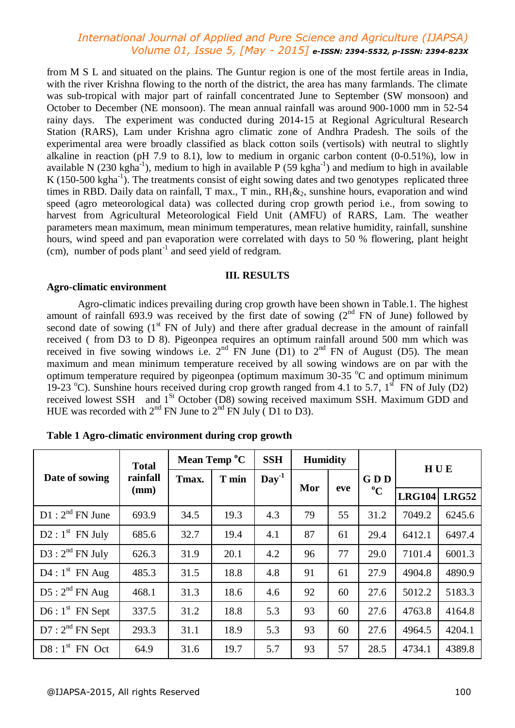from M S L and situated on the plains. The Guntur region is one of the most fertile areas in India, with the river Krishna flowing to the north of the district, the area has many farmlands. The climate was sub-tropical with major part of rainfall concentrated June to September (SW monsoon) and October to December (NE monsoon). The mean annual rainfall was around 900-1000 mm in 52-54 rainy days. The experiment was conducted during 2014-15 at Regional Agricultural Research Station (RARS), Lam under Krishna agro climatic zone of Andhra Pradesh. The soils of the experimental area were broadly classified as black cotton soils (vertisols) with neutral to slightly alkaline in reaction (pH 7.9 to 8.1), low to medium in organic carbon content (0-0.51%), low in available N (230 kgha$^{-1}$), medium to high in available P (59 kgha$^{-1}$) and medium to high in available K (150-500 kgha$^{-1}$). The treatments consist of eight sowing dates and two genotypes replicated three times in RBD. Daily data on rainfall, T max., T min., $RH_1$&$_2$, sunshine hours, evaporation and wind speed (agro meteorological data) was collected during crop growth period i.e., from sowing to harvest from Agricultural Meteorological Field Unit (AMFU) of RARS, Lam. The weather parameters mean maximum, mean minimum temperatures, mean relative humidity, rainfall, sunshine hours, wind speed and pan evaporation were correlated with days to 50 % flowering, plant height (cm), number of pods plant$^{-1}$ and seed yield of redgram.

## III. RESULTS

### Agro-climatic environment

Agro-climatic indices prevailing during crop growth have been shown in Table.1. The highest amount of rainfall 693.9 was received by the first date of sowing (2$^{nd}$ FN of June) followed by second date of sowing (1$^{st}$ FN of July) and there after gradual decrease in the amount of rainfall received ( from D3 to D 8). Pigeonpea requires an optimum rainfall around 500 mm which was received in five sowing windows i.e. 2$^{nd}$ FN June (D1) to 2$^{nd}$ FN of August (D5). The mean maximum and mean minimum temperature received by all sowing windows are on par with the optimum temperature required by pigeonpea (optimum maximum 30-35 $^{o}$C and optimum minimum 19-23 $^{o}$C). Sunshine hours received during crop growth ranged from 4.1 to 5.7, 1$^{st}$ FN of July (D2) received lowest SSH and 1$^{St}$ October (D8) sowing received maximum SSH. Maximum GDD and HUE was recorded with 2$^{nd}$ FN June to 2$^{nd}$ FN July ( D1 to D3).

**Table 1 Agro-climatic environment during crop growth**

| Date of sowing | Total rainfall (mm) | Mean Temp $^{o}$C | | SSH | Humidity | | G D D $^{o}$C | H U E | |
|---|---|---|---|---|---|---|---|---|---|
| | | Tmax. | T min | Day$^{-1}$ | Mor | eve | | LRG104 | LRG52 |
| D1 : 2$^{nd}$ FN June | 693.9 | 34.5 | 19.3 | 4.3 | 79 | 55 | 31.2 | 7049.2 | 6245.6 |
| D2 : 1$^{st}$ FN July | 685.6 | 32.7 | 19.4 | 4.1 | 87 | 61 | 29.4 | 6412.1 | 6497.4 |
| D3 : 2$^{nd}$ FN July | 626.3 | 31.9 | 20.1 | 4.2 | 96 | 77 | 29.0 | 7101.4 | 6001.3 |
| D4 : 1$^{st}$ FN Aug | 485.3 | 31.5 | 18.8 | 4.8 | 91 | 61 | 27.9 | 4904.8 | 4890.9 |
| D5 : 2$^{nd}$ FN Aug | 468.1 | 31.3 | 18.6 | 4.6 | 92 | 60 | 27.6 | 5012.2 | 5183.3 |
| D6 : 1$^{st}$ FN Sept | 337.5 | 31.2 | 18.8 | 5.3 | 93 | 60 | 27.6 | 4763.8 | 4164.8 |
| D7 : 2$^{nd}$ FN Sept | 293.3 | 31.1 | 18.9 | 5.3 | 93 | 60 | 27.6 | 4964.5 | 4204.1 |
| D8 : 1$^{st}$ FN Oct | 64.9 | 31.6 | 19.7 | 5.7 | 93 | 57 | 28.5 | 4734.1 | 4389.8 |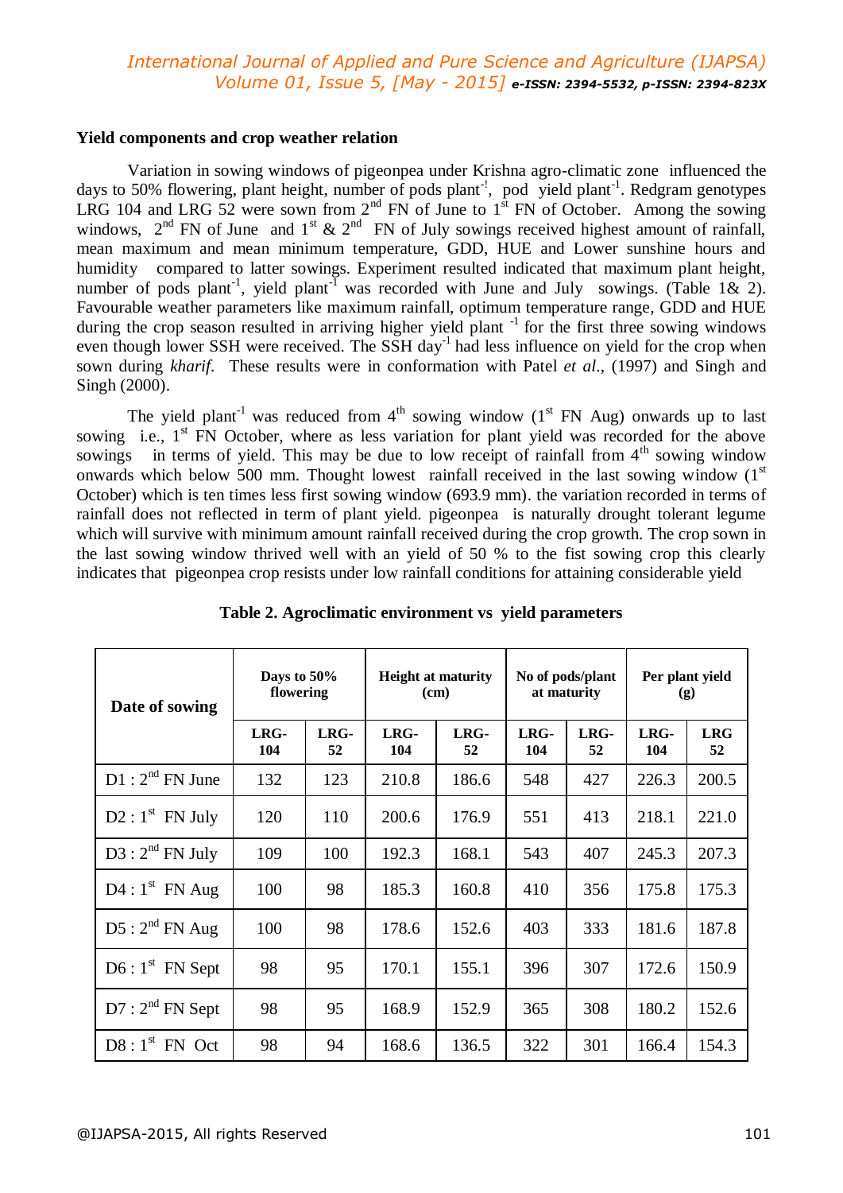**Yield components and crop weather relation**

Variation in sowing windows of pigeonpea under Krishna agro-climatic zone influenced the days to 50% flowering, plant height, number of pods plant$^{-!}$, pod yield plant$^{-1}$. Redgram genotypes LRG 104 and LRG 52 were sown from 2$^{nd}$ FN of June to 1$^{st}$ FN of October. Among the sowing windows, 2$^{nd}$ FN of June and 1$^{st}$ & 2$^{nd}$ FN of July sowings received highest amount of rainfall, mean maximum and mean minimum temperature, GDD, HUE and Lower sunshine hours and humidity compared to latter sowings. Experiment resulted indicated that maximum plant height, number of pods plant$^{-1}$, yield plant$^{-1}$ was recorded with June and July sowings. (Table 1& 2). Favourable weather parameters like maximum rainfall, optimum temperature range, GDD and HUE during the crop season resulted in arriving higher yield plant $^{-1}$ for the first three sowing windows even though lower SSH were received. The SSH day$^{-1}$ had less influence on yield for the crop when sown during *kharif*. These results were in conformation with Patel *et al*., (1997) and Singh and Singh (2000).

The yield plant$^{-1}$ was reduced from 4$^{th}$ sowing window (1$^{st}$ FN Aug) onwards up to last sowing i.e., 1$^{st}$ FN October, where as less variation for plant yield was recorded for the above sowings in terms of yield. This may be due to low receipt of rainfall from 4$^{th}$ sowing window onwards which below 500 mm. Thought lowest rainfall received in the last sowing window (1$^{st}$ October) which is ten times less first sowing window (693.9 mm). the variation recorded in terms of rainfall does not reflected in term of plant yield. pigeonpea is naturally drought tolerant legume which will survive with minimum amount rainfall received during the crop growth. The crop sown in the last sowing window thrived well with an yield of 50 % to the fist sowing crop this clearly indicates that pigeonpea crop resists under low rainfall conditions for attaining considerable yield

**Table 2. Agroclimatic environment vs yield parameters**

| Date of sowing | Days to 50% flowering | | Height at maturity (cm) | | No of pods/plant at maturity | | Per plant yield (g) | |
|---|---|---|---|---|---|---|---|---|
| | LRG-104 | LRG-52 | LRG-104 | LRG-52 | LRG-104 | LRG-52 | LRG-104 | LRG 52 |
| D1 : 2$^{nd}$ FN June | 132 | 123 | 210.8 | 186.6 | 548 | 427 | 226.3 | 200.5 |
| D2 : 1$^{st}$ FN July | 120 | 110 | 200.6 | 176.9 | 551 | 413 | 218.1 | 221.0 |
| D3 : 2$^{nd}$ FN July | 109 | 100 | 192.3 | 168.1 | 543 | 407 | 245.3 | 207.3 |
| D4 : 1$^{st}$ FN Aug | 100 | 98 | 185.3 | 160.8 | 410 | 356 | 175.8 | 175.3 |
| D5 : 2$^{nd}$ FN Aug | 100 | 98 | 178.6 | 152.6 | 403 | 333 | 181.6 | 187.8 |
| D6 : 1$^{st}$ FN Sept | 98 | 95 | 170.1 | 155.1 | 396 | 307 | 172.6 | 150.9 |
| D7 : 2$^{nd}$ FN Sept | 98 | 95 | 168.9 | 152.9 | 365 | 308 | 180.2 | 152.6 |
| D8 : 1$^{st}$ FN Oct | 98 | 94 | 168.6 | 136.5 | 322 | 301 | 166.4 | 154.3 |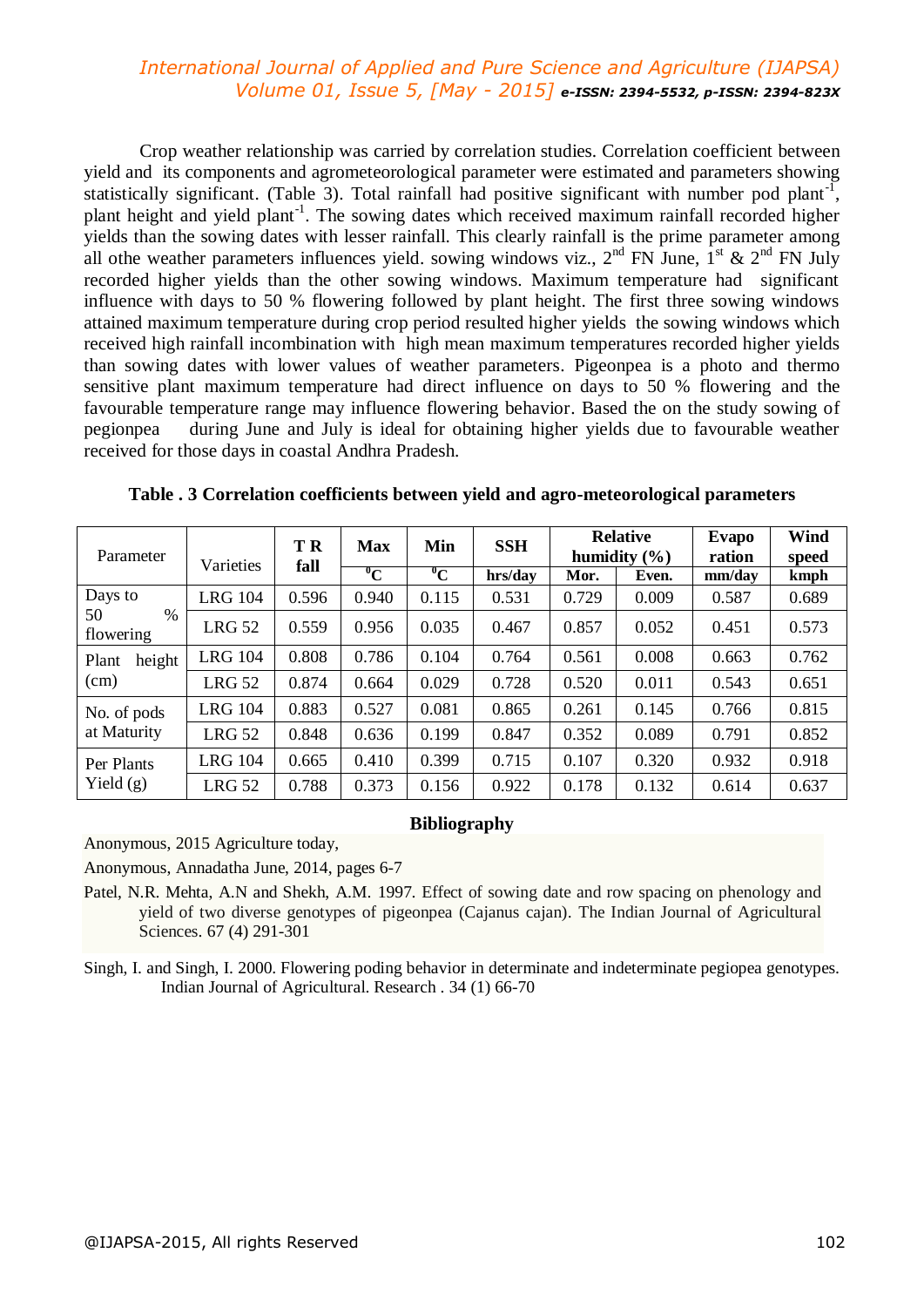Crop weather relationship was carried by correlation studies. Correlation coefficient between yield and its components and agrometeorological parameter were estimated and parameters showing statistically significant. (Table 3). Total rainfall had positive significant with number pod plant$^{-1}$, plant height and yield plant$^{-1}$. The sowing dates which received maximum rainfall recorded higher yields than the sowing dates with lesser rainfall. This clearly rainfall is the prime parameter among all othe weather parameters influences yield. sowing windows viz., 2$^{nd}$ FN June, 1$^{st}$ & 2$^{nd}$ FN July recorded higher yields than the other sowing windows. Maximum temperature had significant influence with days to 50 % flowering followed by plant height. The first three sowing windows attained maximum temperature during crop period resulted higher yields the sowing windows which received high rainfall incombination with high mean maximum temperatures recorded higher yields than sowing dates with lower values of weather parameters. Pigeonpea is a photo and thermo sensitive plant maximum temperature had direct influence on days to 50 % flowering and the favourable temperature range may influence flowering behavior. Based the on the study sowing of pegionpea during June and July is ideal for obtaining higher yields due to favourable weather received for those days in coastal Andhra Pradesh.

**Table . 3 Correlation coefficients between yield and agro-meteorological parameters**

| Parameter | Varieties | T R fall | Max | Min | SSH | Relative humidity (%) | | Evapo ration | Wind speed |
|---|---|---|---|---|---|---|---|---|---|
| | | | $^0$C | $^0$C | hrs/day | Mor. | Even. | mm/day | kmph |
| Days to 50 % flowering | LRG 104 | 0.596 | 0.940 | 0.115 | 0.531 | 0.729 | 0.009 | 0.587 | 0.689 |
| | LRG 52 | 0.559 | 0.956 | 0.035 | 0.467 | 0.857 | 0.052 | 0.451 | 0.573 |
| Plant height (cm) | LRG 104 | 0.808 | 0.786 | 0.104 | 0.764 | 0.561 | 0.008 | 0.663 | 0.762 |
| | LRG 52 | 0.874 | 0.664 | 0.029 | 0.728 | 0.520 | 0.011 | 0.543 | 0.651 |
| No. of pods at Maturity | LRG 104 | 0.883 | 0.527 | 0.081 | 0.865 | 0.261 | 0.145 | 0.766 | 0.815 |
| | LRG 52 | 0.848 | 0.636 | 0.199 | 0.847 | 0.352 | 0.089 | 0.791 | 0.852 |
| Per Plants Yield (g) | LRG 104 | 0.665 | 0.410 | 0.399 | 0.715 | 0.107 | 0.320 | 0.932 | 0.918 |
| | LRG 52 | 0.788 | 0.373 | 0.156 | 0.922 | 0.178 | 0.132 | 0.614 | 0.637 |

## Bibliography

Anonymous, 2015 Agriculture today,

Anonymous, Annadatha June, 2014, pages 6-7

Patel, N.R. Mehta, A.N and Shekh, A.M. 1997. Effect of sowing date and row spacing on phenology and yield of two diverse genotypes of pigeonpea (Cajanus cajan). The Indian Journal of Agricultural Sciences. 67 (4) 291-301

Singh, I. and Singh, I. 2000. Flowering poding behavior in determinate and indeterminate pegiopea genotypes. Indian Journal of Agricultural. Research . 34 (1) 66-70